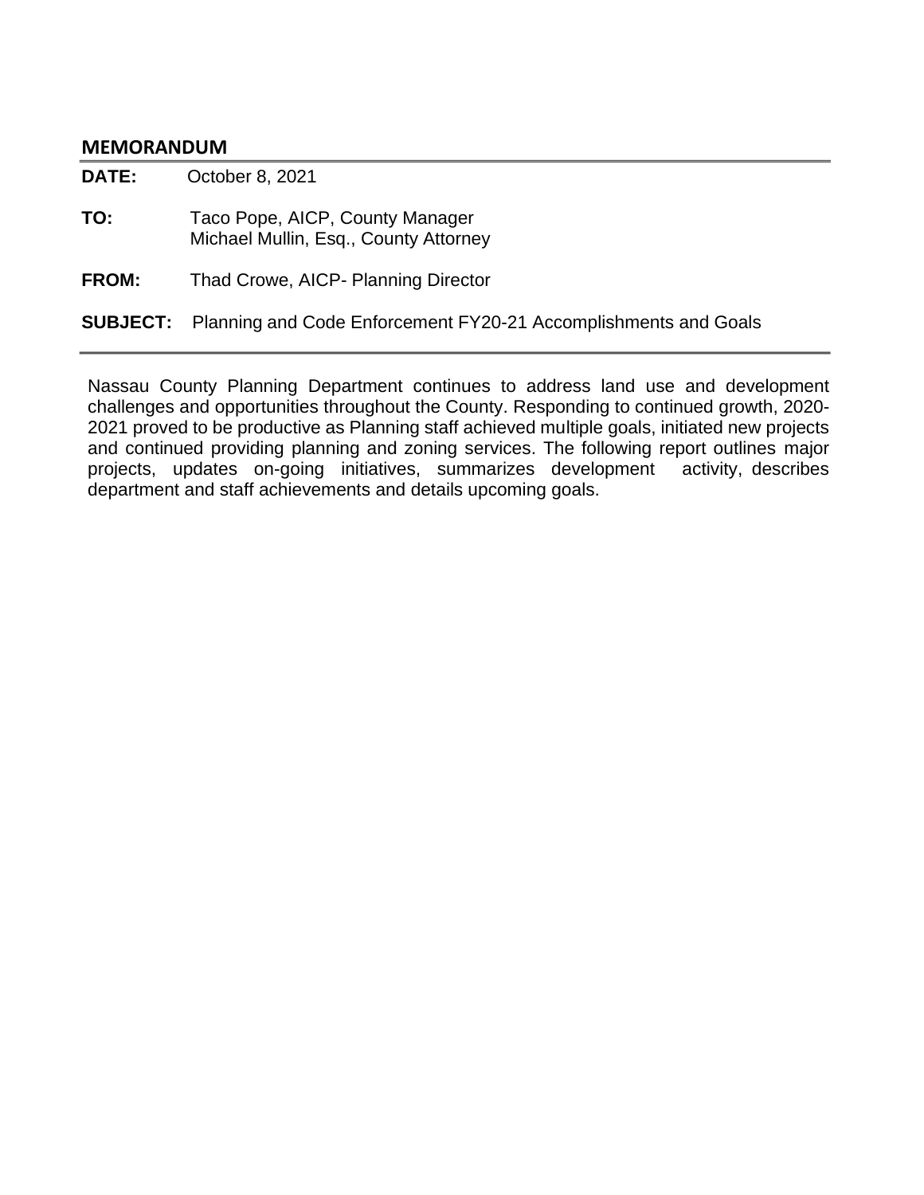## MEMORANDUM

**DATE:** October 8, 2021

**TO:** Taco Pope, AICP, County Manager
Michael Mullin, Esq., County Attorney

**FROM:** Thad Crowe, AICP- Planning Director

**SUBJECT:** Planning and Code Enforcement FY20-21 Accomplishments and Goals

---

Nassau County Planning Department continues to address land use and development challenges and opportunities throughout the County. Responding to continued growth, 2020-2021 proved to be productive as Planning staff achieved multiple goals, initiated new projects and continued providing planning and zoning services. The following report outlines major projects, updates on-going initiatives, summarizes development activity, describes department and staff achievements and details upcoming goals.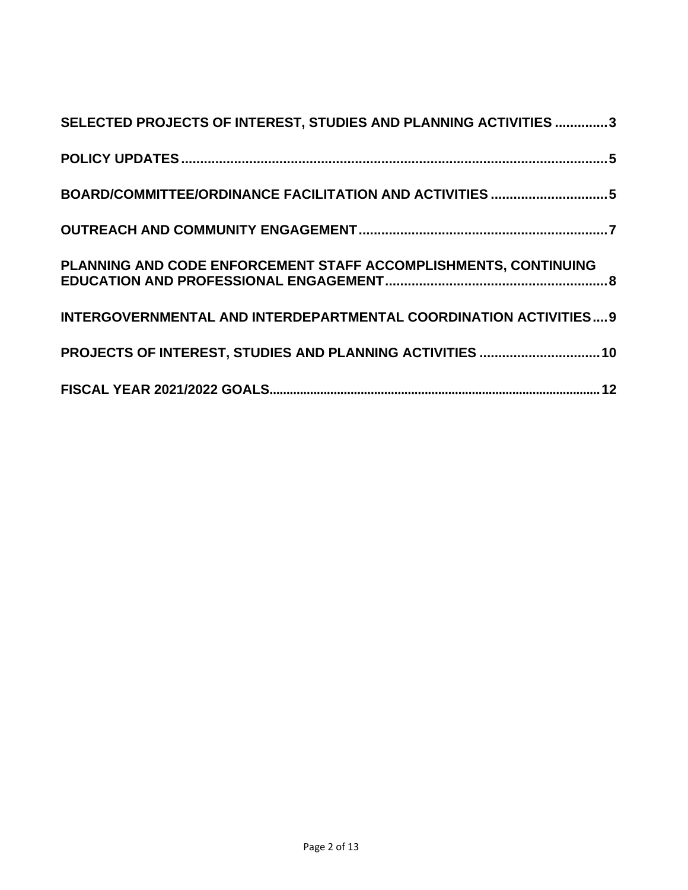**SELECTED PROJECTS OF INTEREST, STUDIES AND PLANNING ACTIVITIES .............3**

**POLICY UPDATES.................................................................................................................5**

**BOARD/COMMITTEE/ORDINANCE FACILITATION AND ACTIVITIES ...............................5**

**OUTREACH AND COMMUNITY ENGAGEMENT..................................................................7**

**PLANNING AND CODE ENFORCEMENT STAFF ACCOMPLISHMENTS, CONTINUING EDUCATION AND PROFESSIONAL ENGAGEMENT...........................................................8**

**INTERGOVERNMENTAL AND INTERDEPARTMENTAL COORDINATION ACTIVITIES....9**

**PROJECTS OF INTEREST, STUDIES AND PLANNING ACTIVITIES ................................10**

**FISCAL YEAR 2021/2022 GOALS................................................................................................12**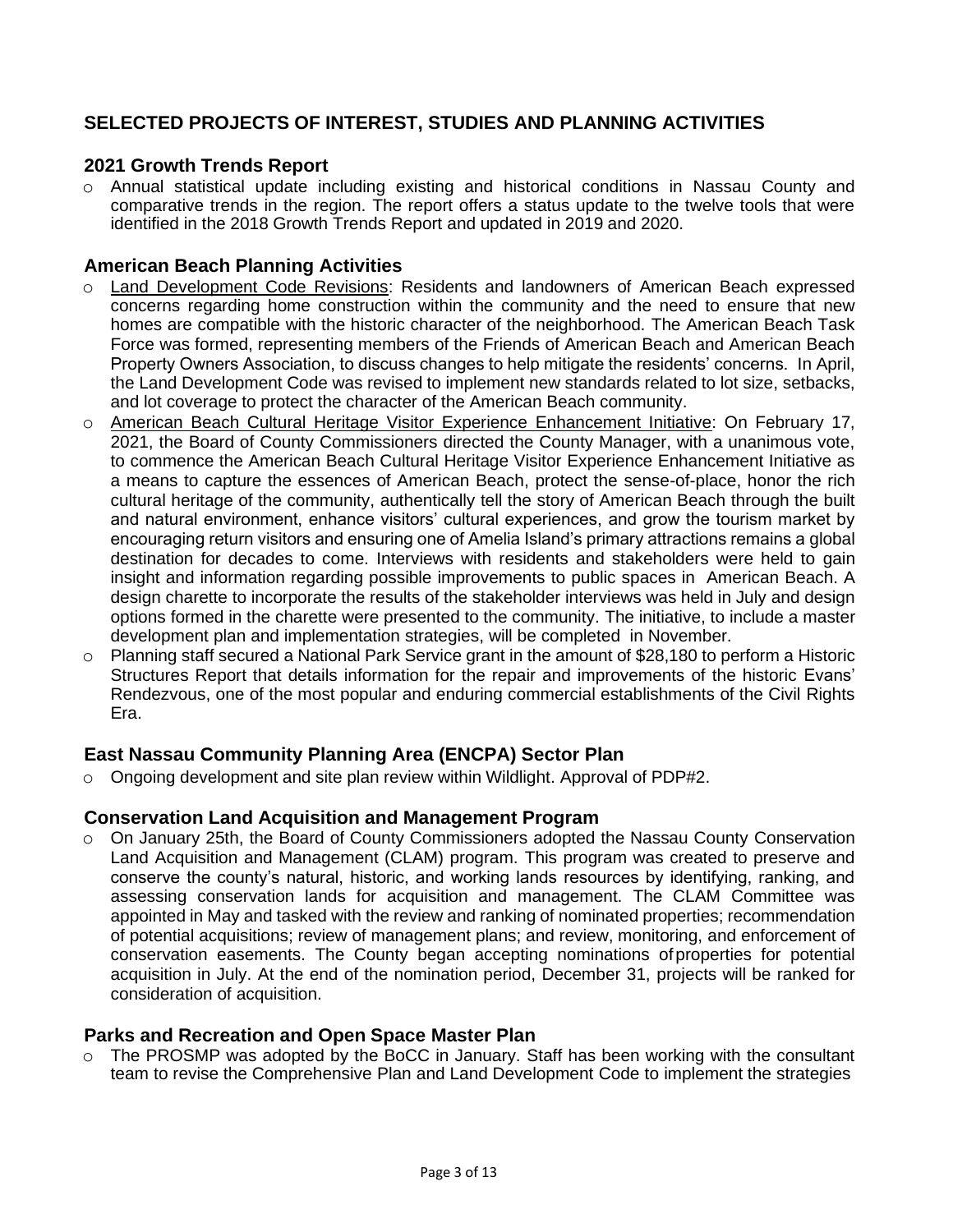## SELECTED PROJECTS OF INTEREST, STUDIES AND PLANNING ACTIVITIES

### 2021 Growth Trends Report

- Annual statistical update including existing and historical conditions in Nassau County and comparative trends in the region. The report offers a status update to the twelve tools that were identified in the 2018 Growth Trends Report and updated in 2019 and 2020.

### American Beach Planning Activities

- Land Development Code Revisions: Residents and landowners of American Beach expressed concerns regarding home construction within the community and the need to ensure that new homes are compatible with the historic character of the neighborhood. The American Beach Task Force was formed, representing members of the Friends of American Beach and American Beach Property Owners Association, to discuss changes to help mitigate the residents' concerns. In April, the Land Development Code was revised to implement new standards related to lot size, setbacks, and lot coverage to protect the character of the American Beach community.
- American Beach Cultural Heritage Visitor Experience Enhancement Initiative: On February 17, 2021, the Board of County Commissioners directed the County Manager, with a unanimous vote, to commence the American Beach Cultural Heritage Visitor Experience Enhancement Initiative as a means to capture the essences of American Beach, protect the sense-of-place, honor the rich cultural heritage of the community, authentically tell the story of American Beach through the built and natural environment, enhance visitors' cultural experiences, and grow the tourism market by encouraging return visitors and ensuring one of Amelia Island's primary attractions remains a global destination for decades to come. Interviews with residents and stakeholders were held to gain insight and information regarding possible improvements to public spaces in American Beach. A design charette to incorporate the results of the stakeholder interviews was held in July and design options formed in the charette were presented to the community. The initiative, to include a master development plan and implementation strategies, will be completed in November.
- Planning staff secured a National Park Service grant in the amount of $28,180 to perform a Historic Structures Report that details information for the repair and improvements of the historic Evans' Rendezvous, one of the most popular and enduring commercial establishments of the Civil Rights Era.

### East Nassau Community Planning Area (ENCPA) Sector Plan

- Ongoing development and site plan review within Wildlight. Approval of PDP#2.

### Conservation Land Acquisition and Management Program

- On January 25th, the Board of County Commissioners adopted the Nassau County Conservation Land Acquisition and Management (CLAM) program. This program was created to preserve and conserve the county's natural, historic, and working lands resources by identifying, ranking, and assessing conservation lands for acquisition and management. The CLAM Committee was appointed in May and tasked with the review and ranking of nominated properties; recommendation of potential acquisitions; review of management plans; and review, monitoring, and enforcement of conservation easements. The County began accepting nominations of properties for potential acquisition in July. At the end of the nomination period, December 31, projects will be ranked for consideration of acquisition.

### Parks and Recreation and Open Space Master Plan

- The PROSMP was adopted by the BoCC in January. Staff has been working with the consultant team to revise the Comprehensive Plan and Land Development Code to implement the strategies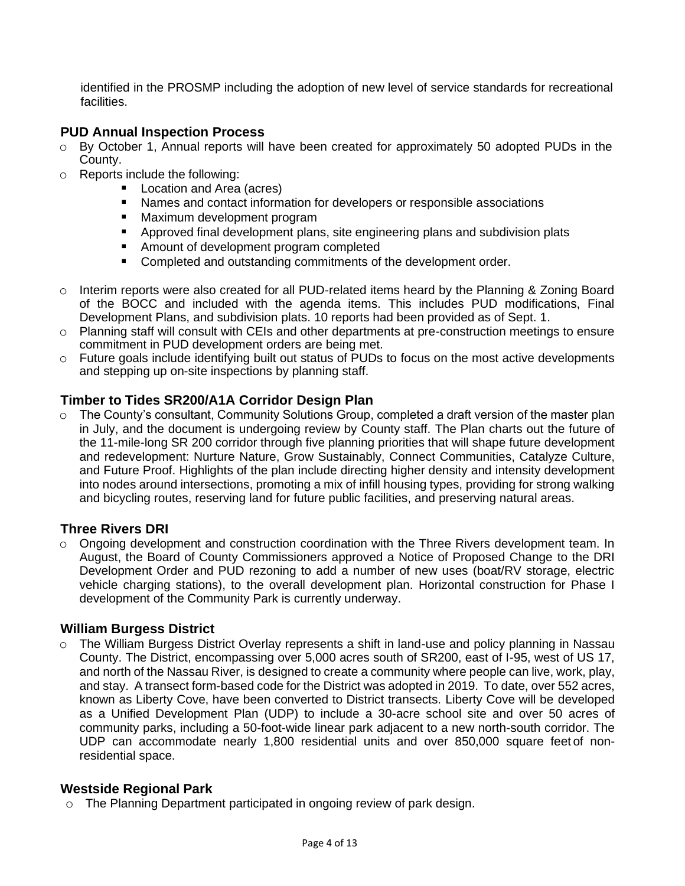identified in the PROSMP including the adoption of new level of service standards for recreational facilities.

## PUD Annual Inspection Process

- By October 1, Annual reports will have been created for approximately 50 adopted PUDs in the County.
- Reports include the following:
  - Location and Area (acres)
  - Names and contact information for developers or responsible associations
  - Maximum development program
  - Approved final development plans, site engineering plans and subdivision plats
  - Amount of development program completed
  - Completed and outstanding commitments of the development order.
- Interim reports were also created for all PUD-related items heard by the Planning & Zoning Board of the BOCC and included with the agenda items. This includes PUD modifications, Final Development Plans, and subdivision plats. 10 reports had been provided as of Sept. 1.
- Planning staff will consult with CEIs and other departments at pre-construction meetings to ensure commitment in PUD development orders are being met.
- Future goals include identifying built out status of PUDs to focus on the most active developments and stepping up on-site inspections by planning staff.

## Timber to Tides SR200/A1A Corridor Design Plan

- The County's consultant, Community Solutions Group, completed a draft version of the master plan in July, and the document is undergoing review by County staff. The Plan charts out the future of the 11-mile-long SR 200 corridor through five planning priorities that will shape future development and redevelopment: Nurture Nature, Grow Sustainably, Connect Communities, Catalyze Culture, and Future Proof. Highlights of the plan include directing higher density and intensity development into nodes around intersections, promoting a mix of infill housing types, providing for strong walking and bicycling routes, reserving land for future public facilities, and preserving natural areas.

## Three Rivers DRI

- Ongoing development and construction coordination with the Three Rivers development team. In August, the Board of County Commissioners approved a Notice of Proposed Change to the DRI Development Order and PUD rezoning to add a number of new uses (boat/RV storage, electric vehicle charging stations), to the overall development plan. Horizontal construction for Phase I development of the Community Park is currently underway.

## William Burgess District

- The William Burgess District Overlay represents a shift in land-use and policy planning in Nassau County. The District, encompassing over 5,000 acres south of SR200, east of I-95, west of US 17, and north of the Nassau River, is designed to create a community where people can live, work, play, and stay. A transect form-based code for the District was adopted in 2019. To date, over 552 acres, known as Liberty Cove, have been converted to District transects. Liberty Cove will be developed as a Unified Development Plan (UDP) to include a 30-acre school site and over 50 acres of community parks, including a 50-foot-wide linear park adjacent to a new north-south corridor. The UDP can accommodate nearly 1,800 residential units and over 850,000 square feet of non-residential space.

## Westside Regional Park

- The Planning Department participated in ongoing review of park design.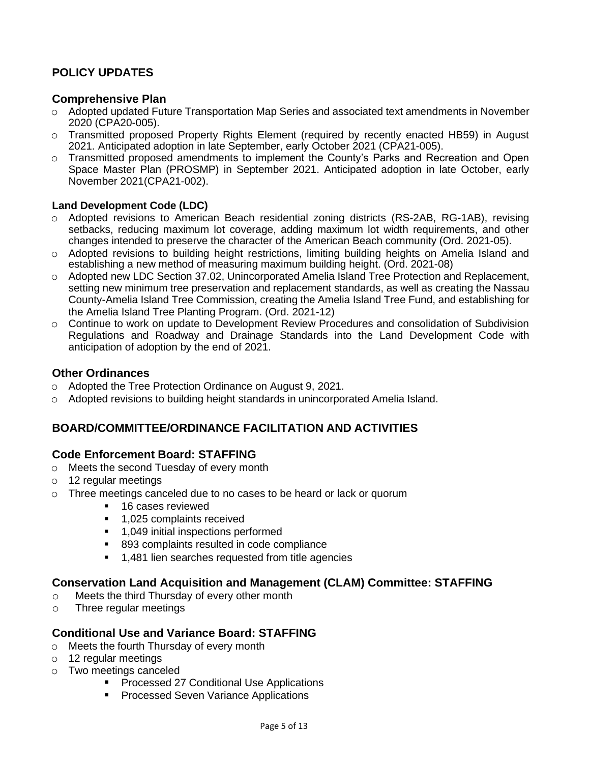## POLICY UPDATES

### Comprehensive Plan

- Adopted updated Future Transportation Map Series and associated text amendments in November 2020 (CPA20-005).
- Transmitted proposed Property Rights Element (required by recently enacted HB59) in August 2021. Anticipated adoption in late September, early October 2021 (CPA21-005).
- Transmitted proposed amendments to implement the County's Parks and Recreation and Open Space Master Plan (PROSMP) in September 2021. Anticipated adoption in late October, early November 2021(CPA21-002).

#### Land Development Code (LDC)

- Adopted revisions to American Beach residential zoning districts (RS-2AB, RG-1AB), revising setbacks, reducing maximum lot coverage, adding maximum lot width requirements, and other changes intended to preserve the character of the American Beach community (Ord. 2021-05).
- Adopted revisions to building height restrictions, limiting building heights on Amelia Island and establishing a new method of measuring maximum building height. (Ord. 2021-08)
- Adopted new LDC Section 37.02, Unincorporated Amelia Island Tree Protection and Replacement, setting new minimum tree preservation and replacement standards, as well as creating the Nassau County-Amelia Island Tree Commission, creating the Amelia Island Tree Fund, and establishing for the Amelia Island Tree Planting Program. (Ord. 2021-12)
- Continue to work on update to Development Review Procedures and consolidation of Subdivision Regulations and Roadway and Drainage Standards into the Land Development Code with anticipation of adoption by the end of 2021.

### Other Ordinances

- Adopted the Tree Protection Ordinance on August 9, 2021.
- Adopted revisions to building height standards in unincorporated Amelia Island.

## BOARD/COMMITTEE/ORDINANCE FACILITATION AND ACTIVITIES

### Code Enforcement Board: STAFFING

- Meets the second Tuesday of every month
- 12 regular meetings
- Three meetings canceled due to no cases to be heard or lack or quorum
  - 16 cases reviewed
  - 1,025 complaints received
  - 1,049 initial inspections performed
  - 893 complaints resulted in code compliance
  - 1,481 lien searches requested from title agencies

### Conservation Land Acquisition and Management (CLAM) Committee: STAFFING

- Meets the third Thursday of every other month
- Three regular meetings

### Conditional Use and Variance Board: STAFFING

- Meets the fourth Thursday of every month
- 12 regular meetings
- Two meetings canceled
  - Processed 27 Conditional Use Applications
  - Processed Seven Variance Applications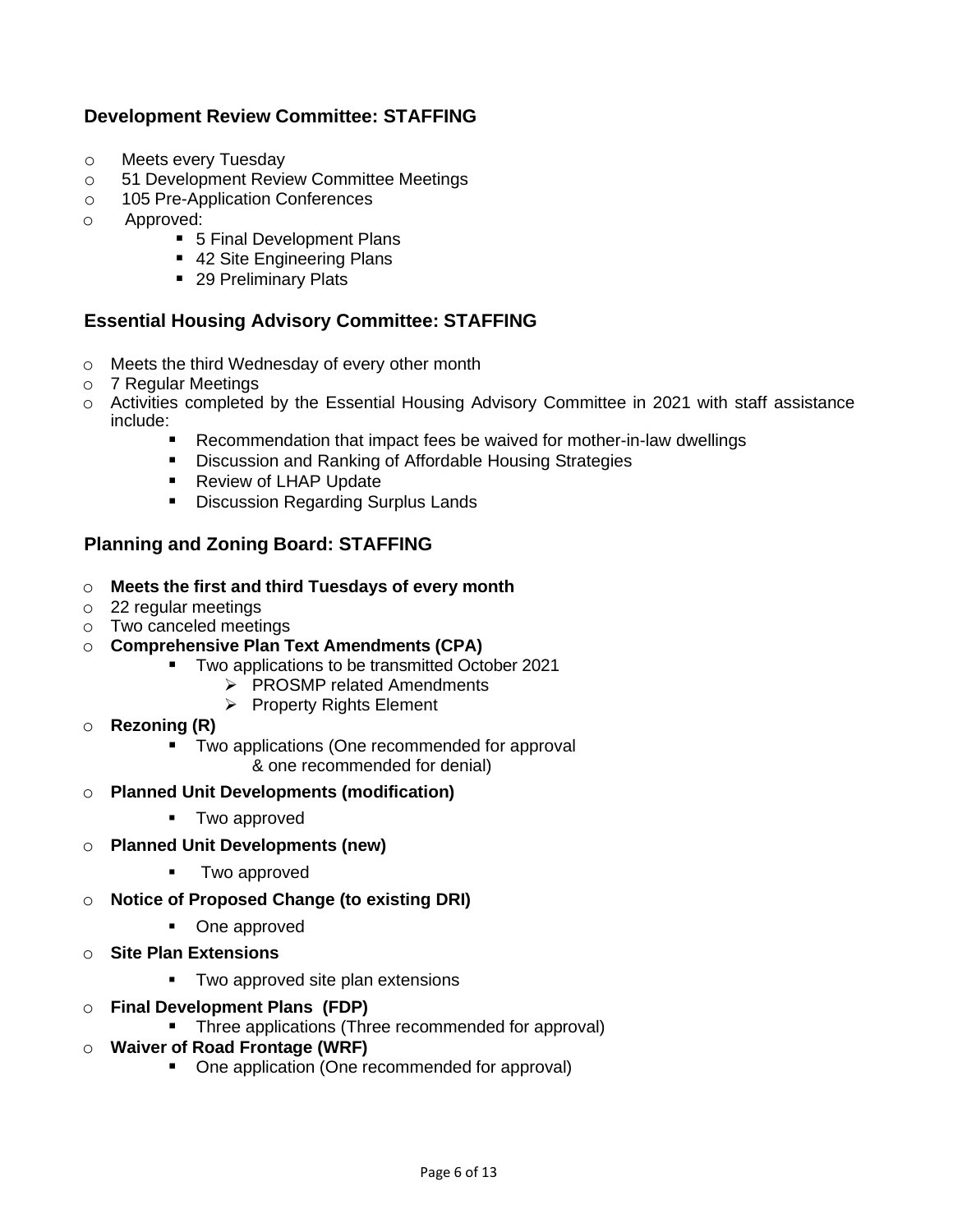## Development Review Committee: STAFFING

- Meets every Tuesday
- 51 Development Review Committee Meetings
- 105 Pre-Application Conferences
- Approved:
  - 5 Final Development Plans
  - 42 Site Engineering Plans
  - 29 Preliminary Plats

## Essential Housing Advisory Committee: STAFFING

- Meets the third Wednesday of every other month
- 7 Regular Meetings
- Activities completed by the Essential Housing Advisory Committee in 2021 with staff assistance include:
  - Recommendation that impact fees be waived for mother-in-law dwellings
  - Discussion and Ranking of Affordable Housing Strategies
  - Review of LHAP Update
  - Discussion Regarding Surplus Lands

## Planning and Zoning Board: STAFFING

- **Meets the first and third Tuesdays of every month**
- 22 regular meetings
- Two canceled meetings
- **Comprehensive Plan Text Amendments (CPA)**
  - Two applications to be transmitted October 2021
    - PROSMP related Amendments
    - Property Rights Element
- **Rezoning (R)**
  - Two applications (One recommended for approval & one recommended for denial)
- **Planned Unit Developments (modification)**
  - Two approved
- **Planned Unit Developments (new)**
  - Two approved
- **Notice of Proposed Change (to existing DRI)**
  - One approved
- **Site Plan Extensions**
  - Two approved site plan extensions
- **Final Development Plans (FDP)**
  - Three applications (Three recommended for approval)
- **Waiver of Road Frontage (WRF)**
  - One application (One recommended for approval)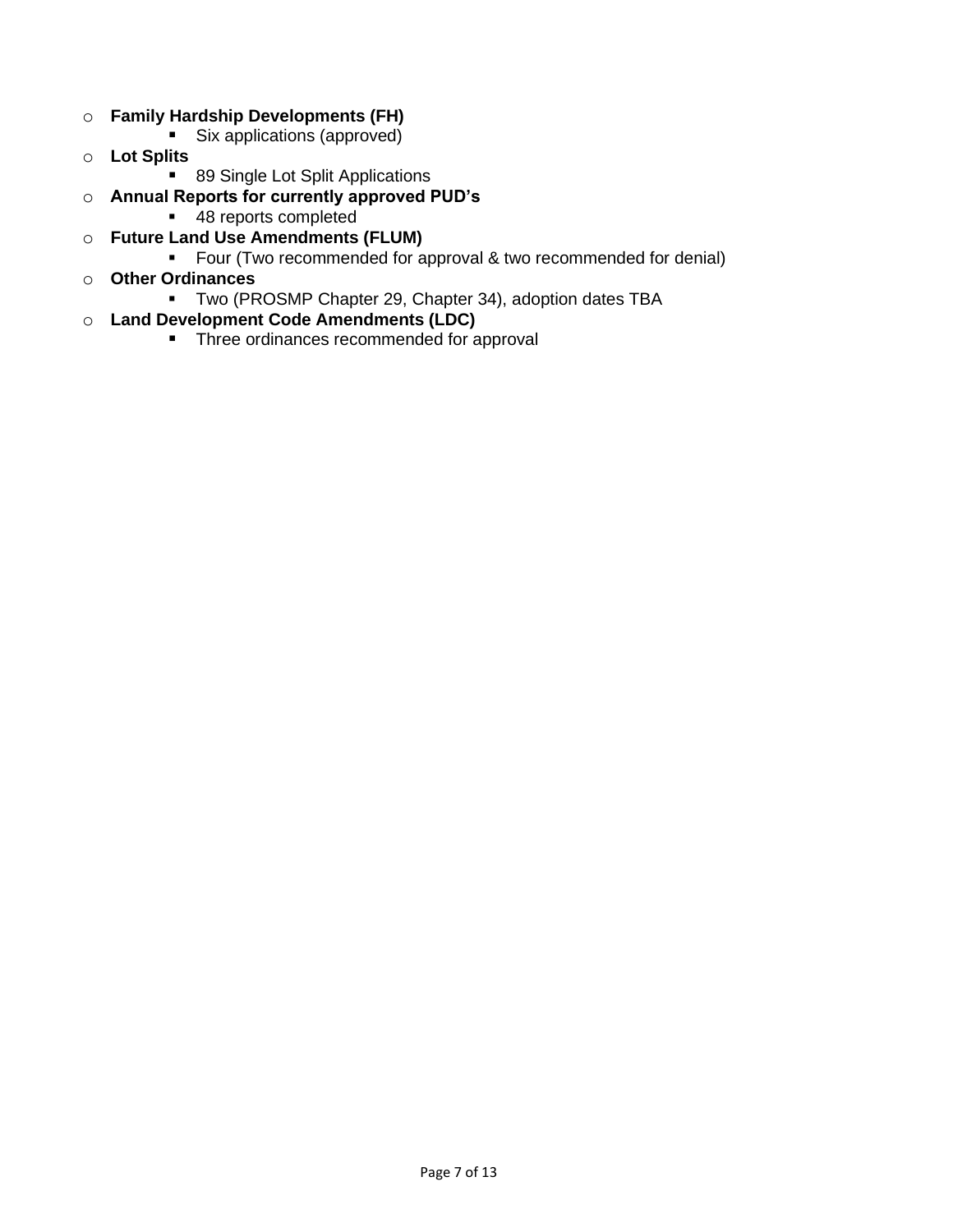- **Family Hardship Developments (FH)**
  - Six applications (approved)
- **Lot Splits**
  - 89 Single Lot Split Applications
- **Annual Reports for currently approved PUD's**
  - 48 reports completed
- **Future Land Use Amendments (FLUM)**
  - Four (Two recommended for approval & two recommended for denial)
- **Other Ordinances**
  - Two (PROSMP Chapter 29, Chapter 34), adoption dates TBA
- **Land Development Code Amendments (LDC)**
  - Three ordinances recommended for approval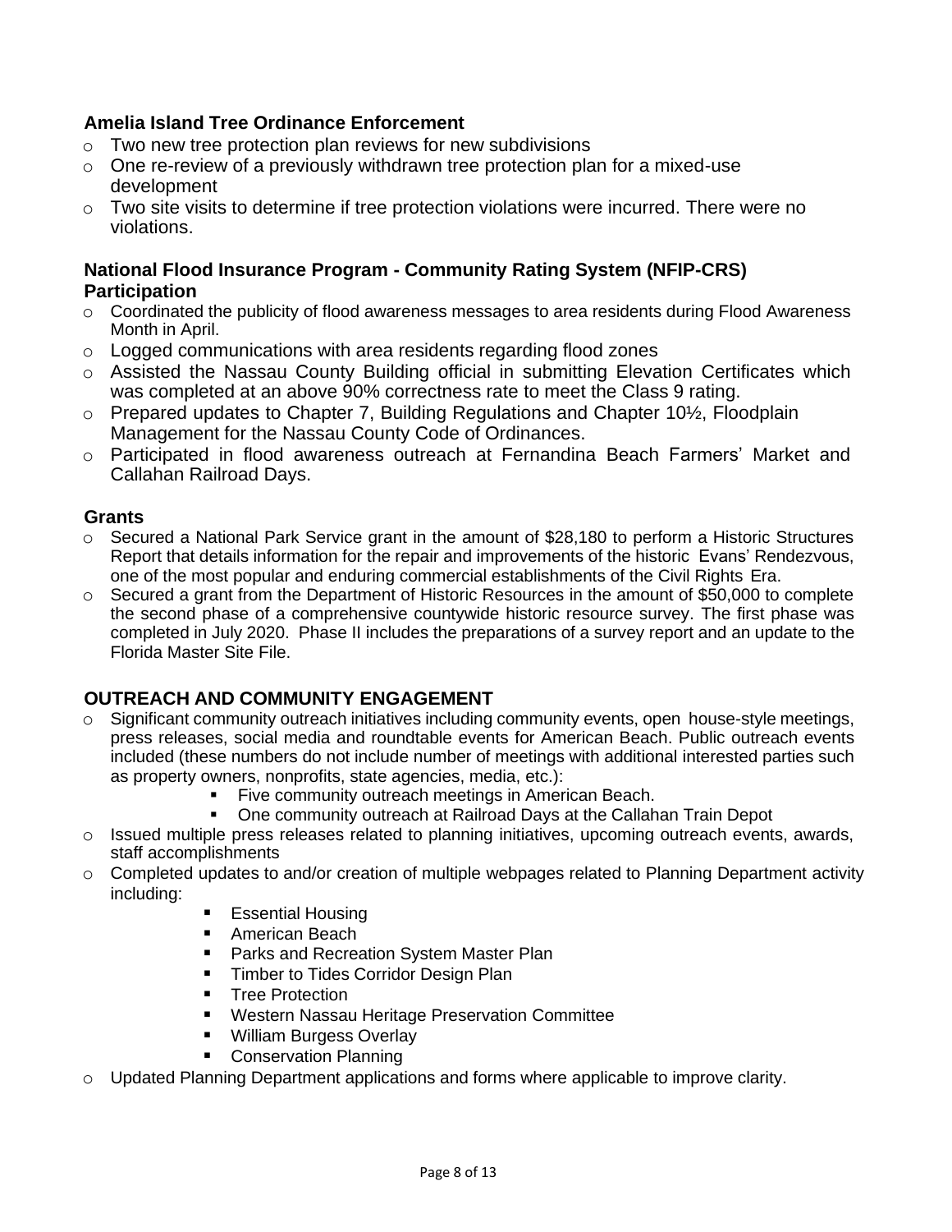### Amelia Island Tree Ordinance Enforcement

- Two new tree protection plan reviews for new subdivisions
- One re-review of a previously withdrawn tree protection plan for a mixed-use development
- Two site visits to determine if tree protection violations were incurred. There were no violations.

### National Flood Insurance Program - Community Rating System (NFIP-CRS) Participation

- Coordinated the publicity of flood awareness messages to area residents during Flood Awareness Month in April.
- Logged communications with area residents regarding flood zones
- Assisted the Nassau County Building official in submitting Elevation Certificates which was completed at an above 90% correctness rate to meet the Class 9 rating.
- Prepared updates to Chapter 7, Building Regulations and Chapter 10½, Floodplain Management for the Nassau County Code of Ordinances.
- Participated in flood awareness outreach at Fernandina Beach Farmers' Market and Callahan Railroad Days.

### Grants

- Secured a National Park Service grant in the amount of $28,180 to perform a Historic Structures Report that details information for the repair and improvements of the historic Evans' Rendezvous, one of the most popular and enduring commercial establishments of the Civil Rights Era.
- Secured a grant from the Department of Historic Resources in the amount of $50,000 to complete the second phase of a comprehensive countywide historic resource survey. The first phase was completed in July 2020. Phase II includes the preparations of a survey report and an update to the Florida Master Site File.

## OUTREACH AND COMMUNITY ENGAGEMENT

- Significant community outreach initiatives including community events, open house-style meetings, press releases, social media and roundtable events for American Beach. Public outreach events included (these numbers do not include number of meetings with additional interested parties such as property owners, nonprofits, state agencies, media, etc.):
  - Five community outreach meetings in American Beach.
  - One community outreach at Railroad Days at the Callahan Train Depot
- Issued multiple press releases related to planning initiatives, upcoming outreach events, awards, staff accomplishments
- Completed updates to and/or creation of multiple webpages related to Planning Department activity including:
  - Essential Housing
  - American Beach
  - Parks and Recreation System Master Plan
  - Timber to Tides Corridor Design Plan
  - Tree Protection
  - Western Nassau Heritage Preservation Committee
  - William Burgess Overlay
  - Conservation Planning
- Updated Planning Department applications and forms where applicable to improve clarity.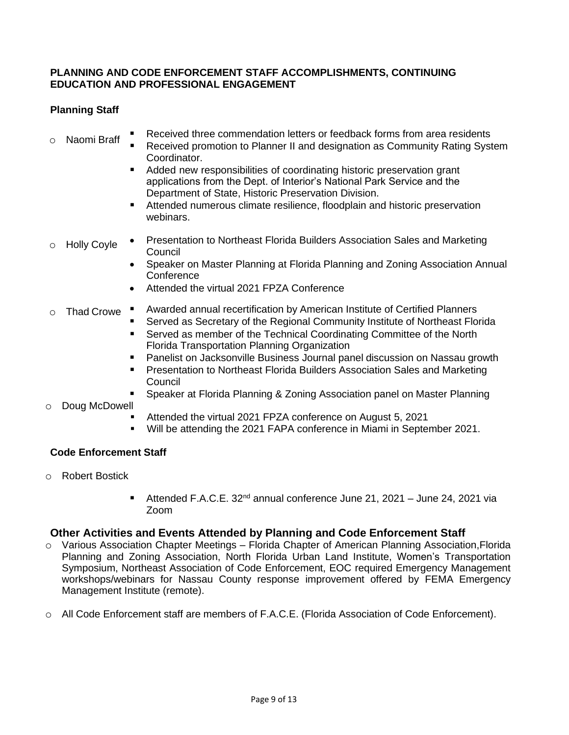**PLANNING AND CODE ENFORCEMENT STAFF ACCOMPLISHMENTS, CONTINUING EDUCATION AND PROFESSIONAL ENGAGEMENT**

**Planning Staff**

- Naomi Braff
  - Received three commendation letters or feedback forms from area residents
  - Received promotion to Planner II and designation as Community Rating System Coordinator.
  - Added new responsibilities of coordinating historic preservation grant applications from the Dept. of Interior's National Park Service and the Department of State, Historic Preservation Division.
  - Attended numerous climate resilience, floodplain and historic preservation webinars.
- Holly Coyle
  - Presentation to Northeast Florida Builders Association Sales and Marketing Council
  - Speaker on Master Planning at Florida Planning and Zoning Association Annual Conference
  - Attended the virtual 2021 FPZA Conference
- Thad Crowe
  - Awarded annual recertification by American Institute of Certified Planners
  - Served as Secretary of the Regional Community Institute of Northeast Florida
  - Served as member of the Technical Coordinating Committee of the North Florida Transportation Planning Organization
  - Panelist on Jacksonville Business Journal panel discussion on Nassau growth
  - Presentation to Northeast Florida Builders Association Sales and Marketing Council
  - Speaker at Florida Planning & Zoning Association panel on Master Planning
- Doug McDowell
  - Attended the virtual 2021 FPZA conference on August 5, 2021
  - Will be attending the 2021 FAPA conference in Miami in September 2021.

**Code Enforcement Staff**

- Robert Bostick
  - Attended F.A.C.E. 32nd annual conference June 21, 2021 – June 24, 2021 via Zoom

**Other Activities and Events Attended by Planning and Code Enforcement Staff**

- Various Association Chapter Meetings – Florida Chapter of American Planning Association, Florida Planning and Zoning Association, North Florida Urban Land Institute, Women's Transportation Symposium, Northeast Association of Code Enforcement, EOC required Emergency Management workshops/webinars for Nassau County response improvement offered by FEMA Emergency Management Institute (remote).
- All Code Enforcement staff are members of F.A.C.E. (Florida Association of Code Enforcement).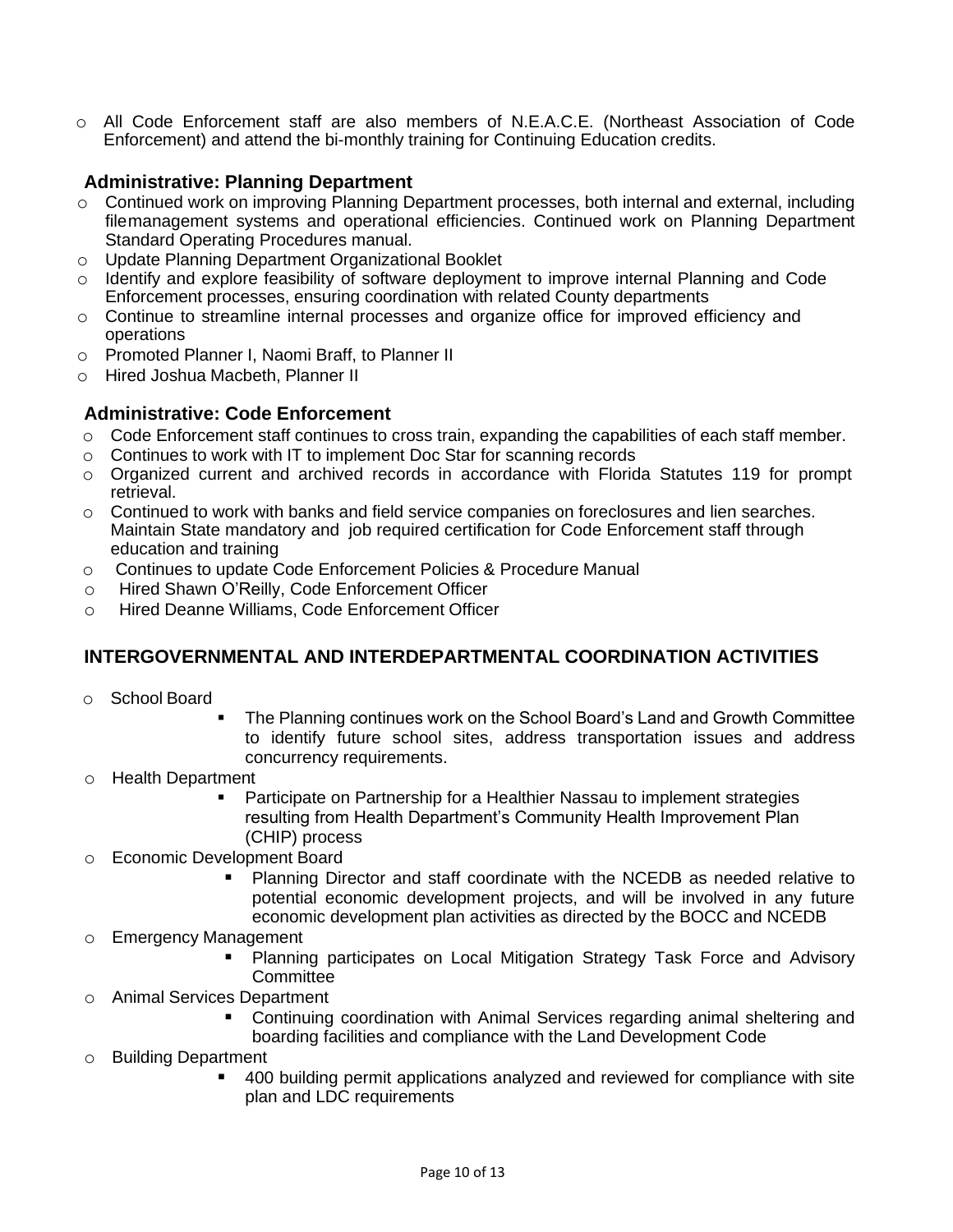- All Code Enforcement staff are also members of N.E.A.C.E. (Northeast Association of Code Enforcement) and attend the bi-monthly training for Continuing Education credits.

### Administrative: Planning Department

- Continued work on improving Planning Department processes, both internal and external, including filemanagement systems and operational efficiencies. Continued work on Planning Department Standard Operating Procedures manual.
- Update Planning Department Organizational Booklet
- Identify and explore feasibility of software deployment to improve internal Planning and Code Enforcement processes, ensuring coordination with related County departments
- Continue to streamline internal processes and organize office for improved efficiency and operations
- Promoted Planner I, Naomi Braff, to Planner II
- Hired Joshua Macbeth, Planner II

### Administrative: Code Enforcement

- Code Enforcement staff continues to cross train, expanding the capabilities of each staff member.
- Continues to work with IT to implement Doc Star for scanning records
- Organized current and archived records in accordance with Florida Statutes 119 for prompt retrieval.
- Continued to work with banks and field service companies on foreclosures and lien searches. Maintain State mandatory and job required certification for Code Enforcement staff through education and training
- Continues to update Code Enforcement Policies & Procedure Manual
- Hired Shawn O'Reilly, Code Enforcement Officer
- Hired Deanne Williams, Code Enforcement Officer

## INTERGOVERNMENTAL AND INTERDEPARTMENTAL COORDINATION ACTIVITIES

- School Board
  - The Planning continues work on the School Board's Land and Growth Committee to identify future school sites, address transportation issues and address concurrency requirements.
- Health Department
  - Participate on Partnership for a Healthier Nassau to implement strategies resulting from Health Department's Community Health Improvement Plan (CHIP) process
- Economic Development Board
  - Planning Director and staff coordinate with the NCEDB as needed relative to potential economic development projects, and will be involved in any future economic development plan activities as directed by the BOCC and NCEDB
- Emergency Management
  - Planning participates on Local Mitigation Strategy Task Force and Advisory Committee
- Animal Services Department
  - Continuing coordination with Animal Services regarding animal sheltering and boarding facilities and compliance with the Land Development Code
- Building Department
  - 400 building permit applications analyzed and reviewed for compliance with site plan and LDC requirements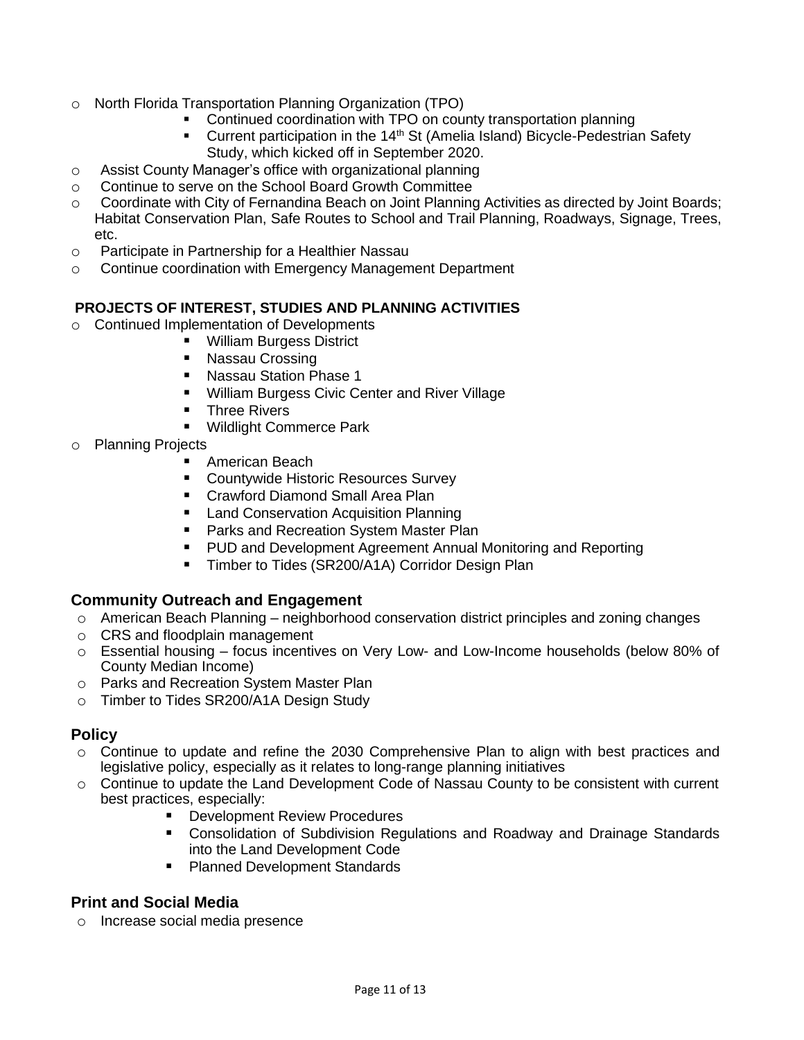- North Florida Transportation Planning Organization (TPO)
  - Continued coordination with TPO on county transportation planning
  - Current participation in the 14th St (Amelia Island) Bicycle-Pedestrian Safety Study, which kicked off in September 2020.
- Assist County Manager's office with organizational planning
- Continue to serve on the School Board Growth Committee
- Coordinate with City of Fernandina Beach on Joint Planning Activities as directed by Joint Boards; Habitat Conservation Plan, Safe Routes to School and Trail Planning, Roadways, Signage, Trees, etc.
- Participate in Partnership for a Healthier Nassau
- Continue coordination with Emergency Management Department

**PROJECTS OF INTEREST, STUDIES AND PLANNING ACTIVITIES**

- Continued Implementation of Developments
  - William Burgess District
  - Nassau Crossing
  - Nassau Station Phase 1
  - William Burgess Civic Center and River Village
  - Three Rivers
  - Wildlight Commerce Park
- Planning Projects
  - American Beach
  - Countywide Historic Resources Survey
  - Crawford Diamond Small Area Plan
  - Land Conservation Acquisition Planning
  - Parks and Recreation System Master Plan
  - PUD and Development Agreement Annual Monitoring and Reporting
  - Timber to Tides (SR200/A1A) Corridor Design Plan

## Community Outreach and Engagement

- American Beach Planning – neighborhood conservation district principles and zoning changes
- CRS and floodplain management
- Essential housing – focus incentives on Very Low- and Low-Income households (below 80% of County Median Income)
- Parks and Recreation System Master Plan
- Timber to Tides SR200/A1A Design Study

## Policy

- Continue to update and refine the 2030 Comprehensive Plan to align with best practices and legislative policy, especially as it relates to long-range planning initiatives
- Continue to update the Land Development Code of Nassau County to be consistent with current best practices, especially:
  - Development Review Procedures
  - Consolidation of Subdivision Regulations and Roadway and Drainage Standards into the Land Development Code
  - Planned Development Standards

## Print and Social Media

- Increase social media presence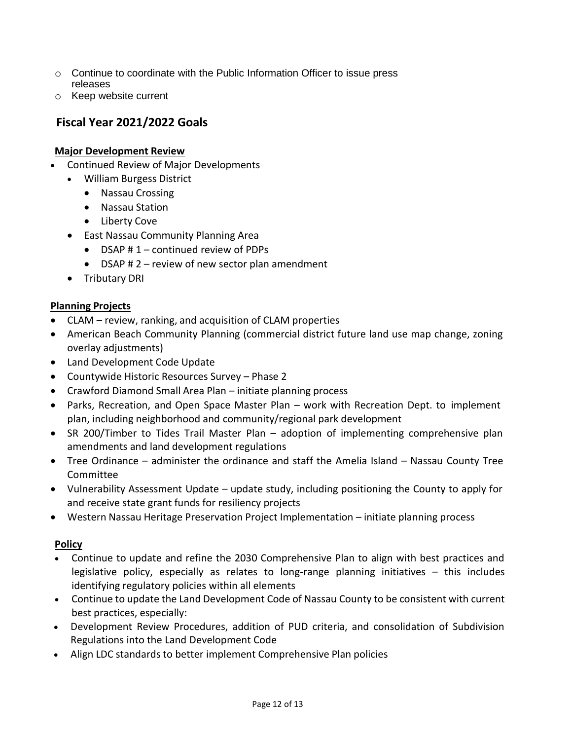- Continue to coordinate with the Public Information Officer to issue press releases
- Keep website current

## Fiscal Year 2021/2022 Goals

**Major Development Review**

- Continued Review of Major Developments
  - William Burgess District
    - Nassau Crossing
    - Nassau Station
    - Liberty Cove
  - East Nassau Community Planning Area
    - DSAP # 1 – continued review of PDPs
    - DSAP # 2 – review of new sector plan amendment
  - Tributary DRI

**Planning Projects**

- CLAM – review, ranking, and acquisition of CLAM properties
- American Beach Community Planning (commercial district future land use map change, zoning overlay adjustments)
- Land Development Code Update
- Countywide Historic Resources Survey – Phase 2
- Crawford Diamond Small Area Plan – initiate planning process
- Parks, Recreation, and Open Space Master Plan – work with Recreation Dept. to implement plan, including neighborhood and community/regional park development
- SR 200/Timber to Tides Trail Master Plan – adoption of implementing comprehensive plan amendments and land development regulations
- Tree Ordinance – administer the ordinance and staff the Amelia Island – Nassau County Tree Committee
- Vulnerability Assessment Update – update study, including positioning the County to apply for and receive state grant funds for resiliency projects
- Western Nassau Heritage Preservation Project Implementation – initiate planning process

**Policy**

- Continue to update and refine the 2030 Comprehensive Plan to align with best practices and legislative policy, especially as relates to long-range planning initiatives – this includes identifying regulatory policies within all elements
- Continue to update the Land Development Code of Nassau County to be consistent with current best practices, especially:
- Development Review Procedures, addition of PUD criteria, and consolidation of Subdivision Regulations into the Land Development Code
- Align LDC standards to better implement Comprehensive Plan policies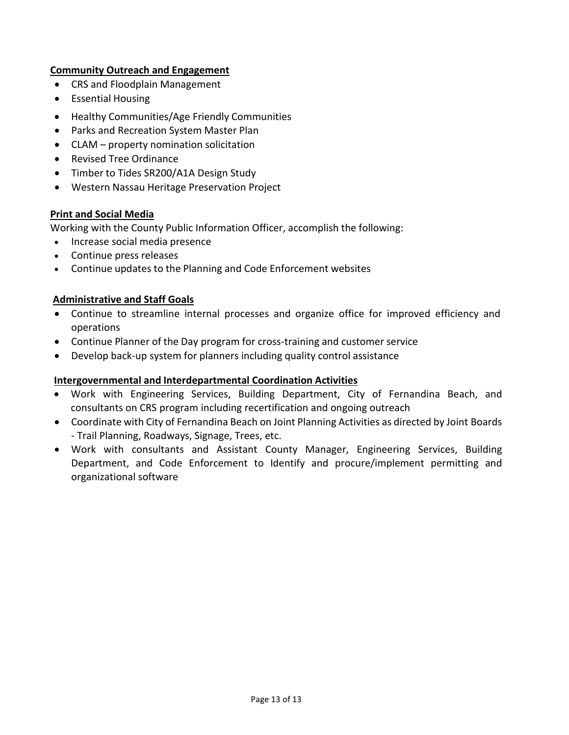**Community Outreach and Engagement**

- CRS and Floodplain Management
- Essential Housing
- Healthy Communities/Age Friendly Communities
- Parks and Recreation System Master Plan
- CLAM – property nomination solicitation
- Revised Tree Ordinance
- Timber to Tides SR200/A1A Design Study
- Western Nassau Heritage Preservation Project

**Print and Social Media**

Working with the County Public Information Officer, accomplish the following:

- Increase social media presence
- Continue press releases
- Continue updates to the Planning and Code Enforcement websites

**Administrative and Staff Goals**

- Continue to streamline internal processes and organize office for improved efficiency and operations
- Continue Planner of the Day program for cross-training and customer service
- Develop back-up system for planners including quality control assistance

**Intergovernmental and Interdepartmental Coordination Activities**

- Work with Engineering Services, Building Department, City of Fernandina Beach, and consultants on CRS program including recertification and ongoing outreach
- Coordinate with City of Fernandina Beach on Joint Planning Activities as directed by Joint Boards - Trail Planning, Roadways, Signage, Trees, etc.
- Work with consultants and Assistant County Manager, Engineering Services, Building Department, and Code Enforcement to Identify and procure/implement permitting and organizational software